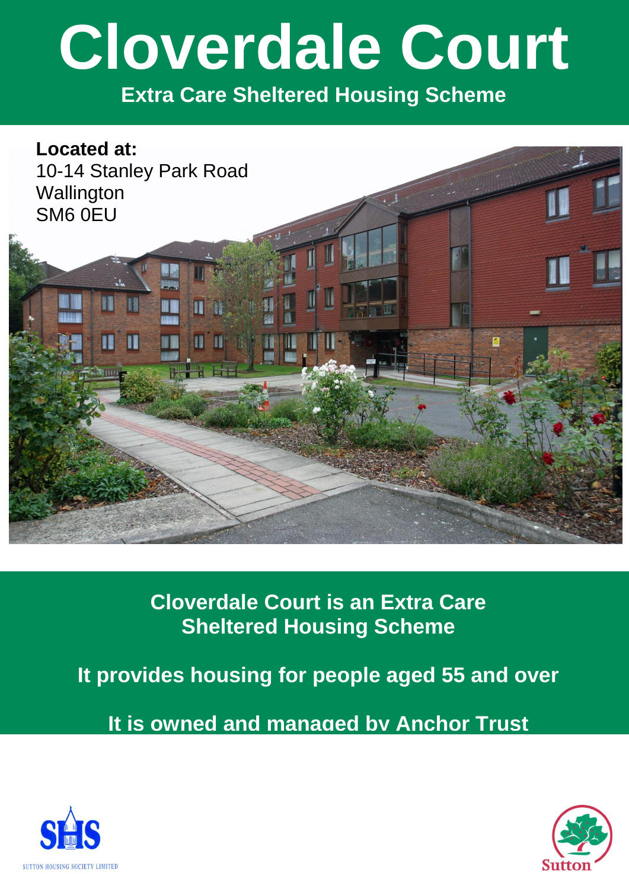# Cloverdale Court

**Extra Care Sheltered Housing Scheme**

**Located at:**
10-14 Stanley Park Road
Wallington
SM6 0EU

**Cloverdale Court is an Extra Care Sheltered Housing Scheme**

**It provides housing for people aged 55 and over**

**It is owned and managed by Anchor Trust**

SUTTON HOUSING SOCIETY LIMITED

Sutton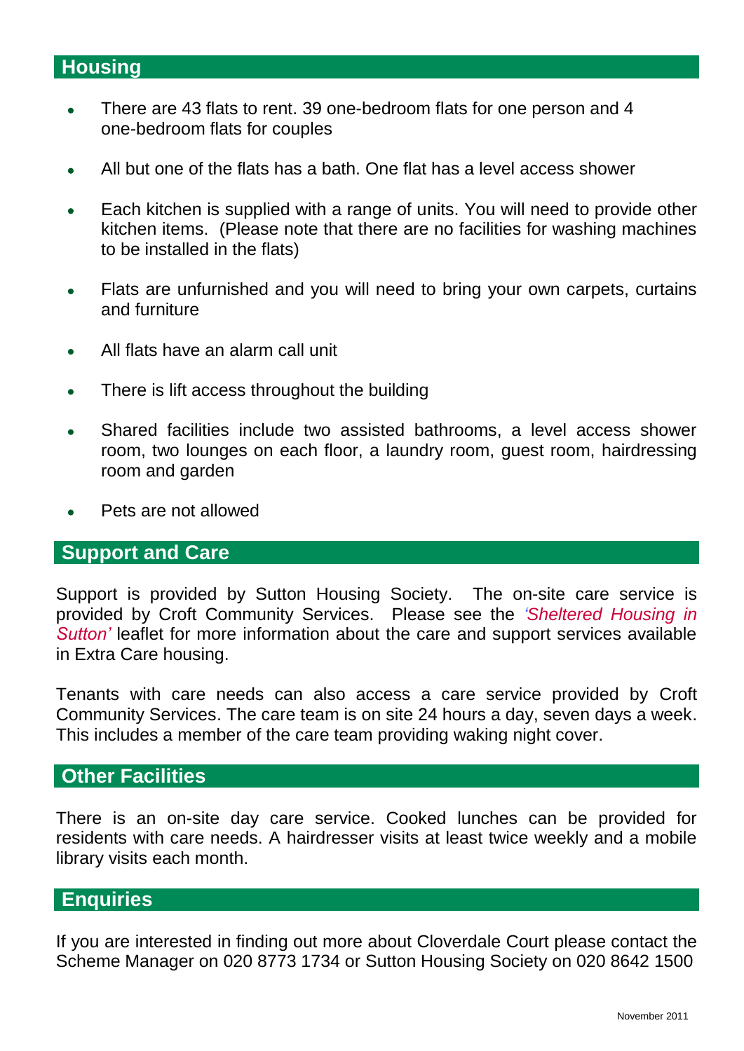## Housing

- There are 43 flats to rent. 39 one-bedroom flats for one person and 4 one-bedroom flats for couples
- All but one of the flats has a bath. One flat has a level access shower
- Each kitchen is supplied with a range of units. You will need to provide other kitchen items. (Please note that there are no facilities for washing machines to be installed in the flats)
- Flats are unfurnished and you will need to bring your own carpets, curtains and furniture
- All flats have an alarm call unit
- There is lift access throughout the building
- Shared facilities include two assisted bathrooms, a level access shower room, two lounges on each floor, a laundry room, guest room, hairdressing room and garden
- Pets are not allowed

## Support and Care

Support is provided by Sutton Housing Society. The on-site care service is provided by Croft Community Services. Please see the *'Sheltered Housing in Sutton'* leaflet for more information about the care and support services available in Extra Care housing.

Tenants with care needs can also access a care service provided by Croft Community Services. The care team is on site 24 hours a day, seven days a week. This includes a member of the care team providing waking night cover.

## Other Facilities

There is an on-site day care service. Cooked lunches can be provided for residents with care needs. A hairdresser visits at least twice weekly and a mobile library visits each month.

## Enquiries

If you are interested in finding out more about Cloverdale Court please contact the Scheme Manager on 020 8773 1734 or Sutton Housing Society on 020 8642 1500

November 2011